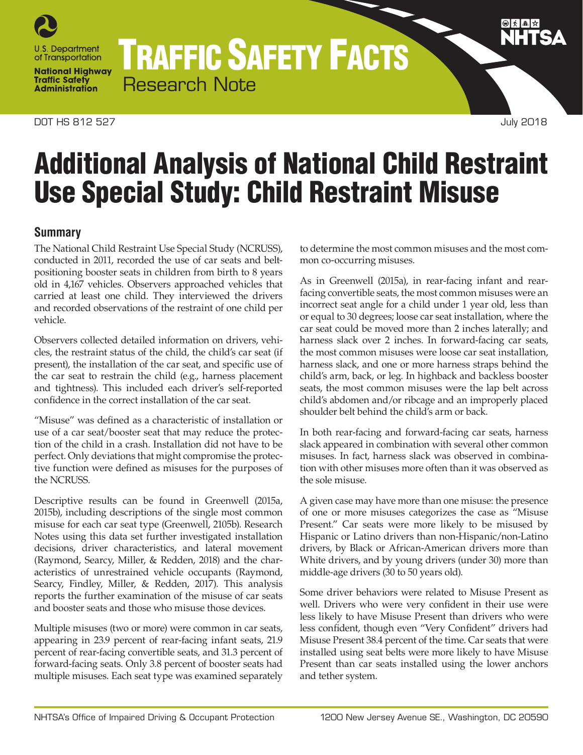U.S. Department of Transportation

National Highway Traffic Safety Administration

# TRAFFIC SAFETY FACTS

Research Note

NHTSA

DOT HS 812 527 July 2018

# Additional Analysis of National Child Restraint Use Special Study: Child Restraint Misuse

## Summary

The National Child Restraint Use Special Study (NCRUSS), conducted in 2011, recorded the use of car seats and belt-positioning booster seats in children from birth to 8 years old in 4,167 vehicles. Observers approached vehicles that carried at least one child. They interviewed the drivers and recorded observations of the restraint of one child per vehicle.

Observers collected detailed information on drivers, vehicles, the restraint status of the child, the child's car seat (if present), the installation of the car seat, and specific use of the car seat to restrain the child (e.g., harness placement and tightness). This included each driver's self-reported confidence in the correct installation of the car seat.

"Misuse" was defined as a characteristic of installation or use of a car seat/booster seat that may reduce the protection of the child in a crash. Installation did not have to be perfect. Only deviations that might compromise the protective function were defined as misuses for the purposes of the NCRUSS.

Descriptive results can be found in Greenwell (2015a, 2015b), including descriptions of the single most common misuse for each car seat type (Greenwell, 2105b). Research Notes using this data set further investigated installation decisions, driver characteristics, and lateral movement (Raymond, Searcy, Miller, & Redden, 2018) and the characteristics of unrestrained vehicle occupants (Raymond, Searcy, Findley, Miller, & Redden, 2017). This analysis reports the further examination of the misuse of car seats and booster seats and those who misuse those devices.

Multiple misuses (two or more) were common in car seats, appearing in 23.9 percent of rear-facing infant seats, 21.9 percent of rear-facing convertible seats, and 31.3 percent of forward-facing seats. Only 3.8 percent of booster seats had multiple misuses. Each seat type was examined separately to determine the most common misuses and the most common co-occurring misuses.

As in Greenwell (2015a), in rear-facing infant and rear-facing convertible seats, the most common misuses were an incorrect seat angle for a child under 1 year old, less than or equal to 30 degrees; loose car seat installation, where the car seat could be moved more than 2 inches laterally; and harness slack over 2 inches. In forward-facing car seats, the most common misuses were loose car seat installation, harness slack, and one or more harness straps behind the child's arm, back, or leg. In highback and backless booster seats, the most common misuses were the lap belt across child's abdomen and/or ribcage and an improperly placed shoulder belt behind the child's arm or back.

In both rear-facing and forward-facing car seats, harness slack appeared in combination with several other common misuses. In fact, harness slack was observed in combination with other misuses more often than it was observed as the sole misuse.

A given case may have more than one misuse: the presence of one or more misuses categorizes the case as "Misuse Present." Car seats were more likely to be misused by Hispanic or Latino drivers than non-Hispanic/non-Latino drivers, by Black or African-American drivers more than White drivers, and by young drivers (under 30) more than middle-age drivers (30 to 50 years old).

Some driver behaviors were related to Misuse Present as well. Drivers who were very confident in their use were less likely to have Misuse Present than drivers who were less confident, though even "Very Confident" drivers had Misuse Present 38.4 percent of the time. Car seats that were installed using seat belts were more likely to have Misuse Present than car seats installed using the lower anchors and tether system.

NHTSA's Office of Impaired Driving & Occupant Protection 1200 New Jersey Avenue SE., Washington, DC 20590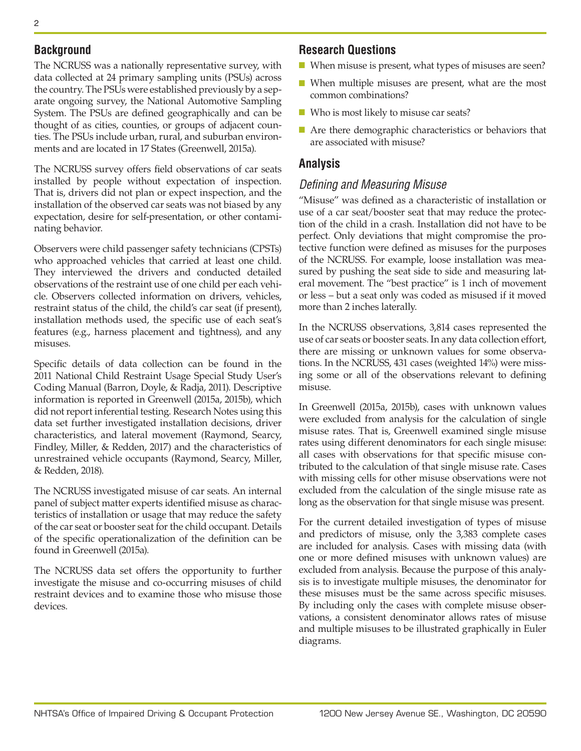## Background

The NCRUSS was a nationally representative survey, with data collected at 24 primary sampling units (PSUs) across the country. The PSUs were established previously by a separate ongoing survey, the National Automotive Sampling System. The PSUs are defined geographically and can be thought of as cities, counties, or groups of adjacent counties. The PSUs include urban, rural, and suburban environments and are located in 17 States (Greenwell, 2015a).

The NCRUSS survey offers field observations of car seats installed by people without expectation of inspection. That is, drivers did not plan or expect inspection, and the installation of the observed car seats was not biased by any expectation, desire for self-presentation, or other contaminating behavior.

Observers were child passenger safety technicians (CPSTs) who approached vehicles that carried at least one child. They interviewed the drivers and conducted detailed observations of the restraint use of one child per each vehicle. Observers collected information on drivers, vehicles, restraint status of the child, the child's car seat (if present), installation methods used, the specific use of each seat's features (e.g., harness placement and tightness), and any misuses.

Specific details of data collection can be found in the 2011 National Child Restraint Usage Special Study User's Coding Manual (Barron, Doyle, & Radja, 2011). Descriptive information is reported in Greenwell (2015a, 2015b), which did not report inferential testing. Research Notes using this data set further investigated installation decisions, driver characteristics, and lateral movement (Raymond, Searcy, Findley, Miller, & Redden, 2017) and the characteristics of unrestrained vehicle occupants (Raymond, Searcy, Miller, & Redden, 2018).

The NCRUSS investigated misuse of car seats. An internal panel of subject matter experts identified misuse as characteristics of installation or usage that may reduce the safety of the car seat or booster seat for the child occupant. Details of the specific operationalization of the definition can be found in Greenwell (2015a).

The NCRUSS data set offers the opportunity to further investigate the misuse and co-occurring misuses of child restraint devices and to examine those who misuse those devices.

## Research Questions

- When misuse is present, what types of misuses are seen?
- When multiple misuses are present, what are the most common combinations?
- Who is most likely to misuse car seats?
- Are there demographic characteristics or behaviors that are associated with misuse?

## Analysis

### *Defining and Measuring Misuse*

"Misuse" was defined as a characteristic of installation or use of a car seat/booster seat that may reduce the protection of the child in a crash. Installation did not have to be perfect. Only deviations that might compromise the protective function were defined as misuses for the purposes of the NCRUSS. For example, loose installation was measured by pushing the seat side to side and measuring lateral movement. The "best practice" is 1 inch of movement or less – but a seat only was coded as misused if it moved more than 2 inches laterally.

In the NCRUSS observations, 3,814 cases represented the use of car seats or booster seats. In any data collection effort, there are missing or unknown values for some observations. In the NCRUSS, 431 cases (weighted 14%) were missing some or all of the observations relevant to defining misuse.

In Greenwell (2015a, 2015b), cases with unknown values were excluded from analysis for the calculation of single misuse rates. That is, Greenwell examined single misuse rates using different denominators for each single misuse: all cases with observations for that specific misuse contributed to the calculation of that single misuse rate. Cases with missing cells for other misuse observations were not excluded from the calculation of the single misuse rate as long as the observation for that single misuse was present.

For the current detailed investigation of types of misuse and predictors of misuse, only the 3,383 complete cases are included for analysis. Cases with missing data (with one or more defined misuses with unknown values) are excluded from analysis. Because the purpose of this analysis is to investigate multiple misuses, the denominator for these misuses must be the same across specific misuses. By including only the cases with complete misuse observations, a consistent denominator allows rates of misuse and multiple misuses to be illustrated graphically in Euler diagrams.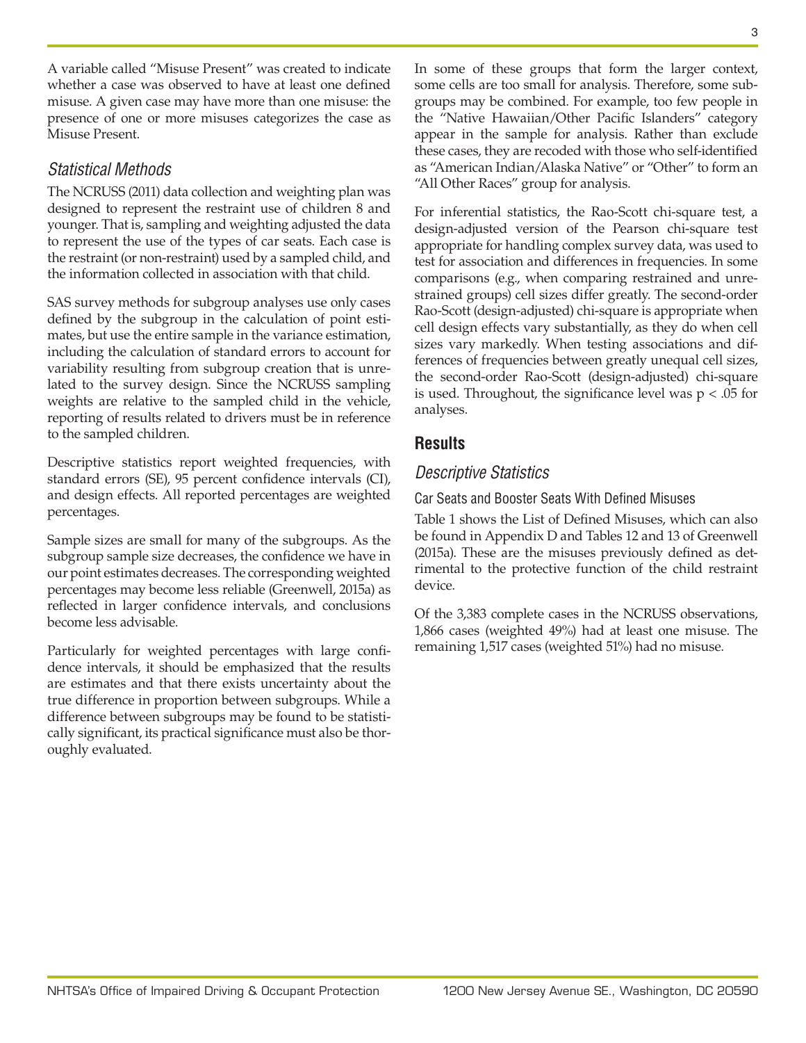A variable called "Misuse Present" was created to indicate whether a case was observed to have at least one defined misuse. A given case may have more than one misuse: the presence of one or more misuses categorizes the case as Misuse Present.

### *Statistical Methods*

The NCRUSS (2011) data collection and weighting plan was designed to represent the restraint use of children 8 and younger. That is, sampling and weighting adjusted the data to represent the use of the types of car seats. Each case is the restraint (or non-restraint) used by a sampled child, and the information collected in association with that child.

SAS survey methods for subgroup analyses use only cases defined by the subgroup in the calculation of point estimates, but use the entire sample in the variance estimation, including the calculation of standard errors to account for variability resulting from subgroup creation that is unrelated to the survey design. Since the NCRUSS sampling weights are relative to the sampled child in the vehicle, reporting of results related to drivers must be in reference to the sampled children.

Descriptive statistics report weighted frequencies, with standard errors (SE), 95 percent confidence intervals (CI), and design effects. All reported percentages are weighted percentages.

Sample sizes are small for many of the subgroups. As the subgroup sample size decreases, the confidence we have in our point estimates decreases. The corresponding weighted percentages may become less reliable (Greenwell, 2015a) as reflected in larger confidence intervals, and conclusions become less advisable.

Particularly for weighted percentages with large confidence intervals, it should be emphasized that the results are estimates and that there exists uncertainty about the true difference in proportion between subgroups. While a difference between subgroups may be found to be statistically significant, its practical significance must also be thoroughly evaluated.

In some of these groups that form the larger context, some cells are too small for analysis. Therefore, some subgroups may be combined. For example, too few people in the "Native Hawaiian/Other Pacific Islanders" category appear in the sample for analysis. Rather than exclude these cases, they are recoded with those who self-identified as "American Indian/Alaska Native" or "Other" to form an "All Other Races" group for analysis.

For inferential statistics, the Rao-Scott chi-square test, a design-adjusted version of the Pearson chi-square test appropriate for handling complex survey data, was used to test for association and differences in frequencies. In some comparisons (e.g., when comparing restrained and unrestrained groups) cell sizes differ greatly. The second-order Rao-Scott (design-adjusted) chi-square is appropriate when cell design effects vary substantially, as they do when cell sizes vary markedly. When testing associations and differences of frequencies between greatly unequal cell sizes, the second-order Rao-Scott (design-adjusted) chi-square is used. Throughout, the significance level was $p < .05$ for analyses.

## Results

### *Descriptive Statistics*

#### Car Seats and Booster Seats With Defined Misuses

Table 1 shows the List of Defined Misuses, which can also be found in Appendix D and Tables 12 and 13 of Greenwell (2015a). These are the misuses previously defined as detrimental to the protective function of the child restraint device.

Of the 3,383 complete cases in the NCRUSS observations, 1,866 cases (weighted 49%) had at least one misuse. The remaining 1,517 cases (weighted 51%) had no misuse.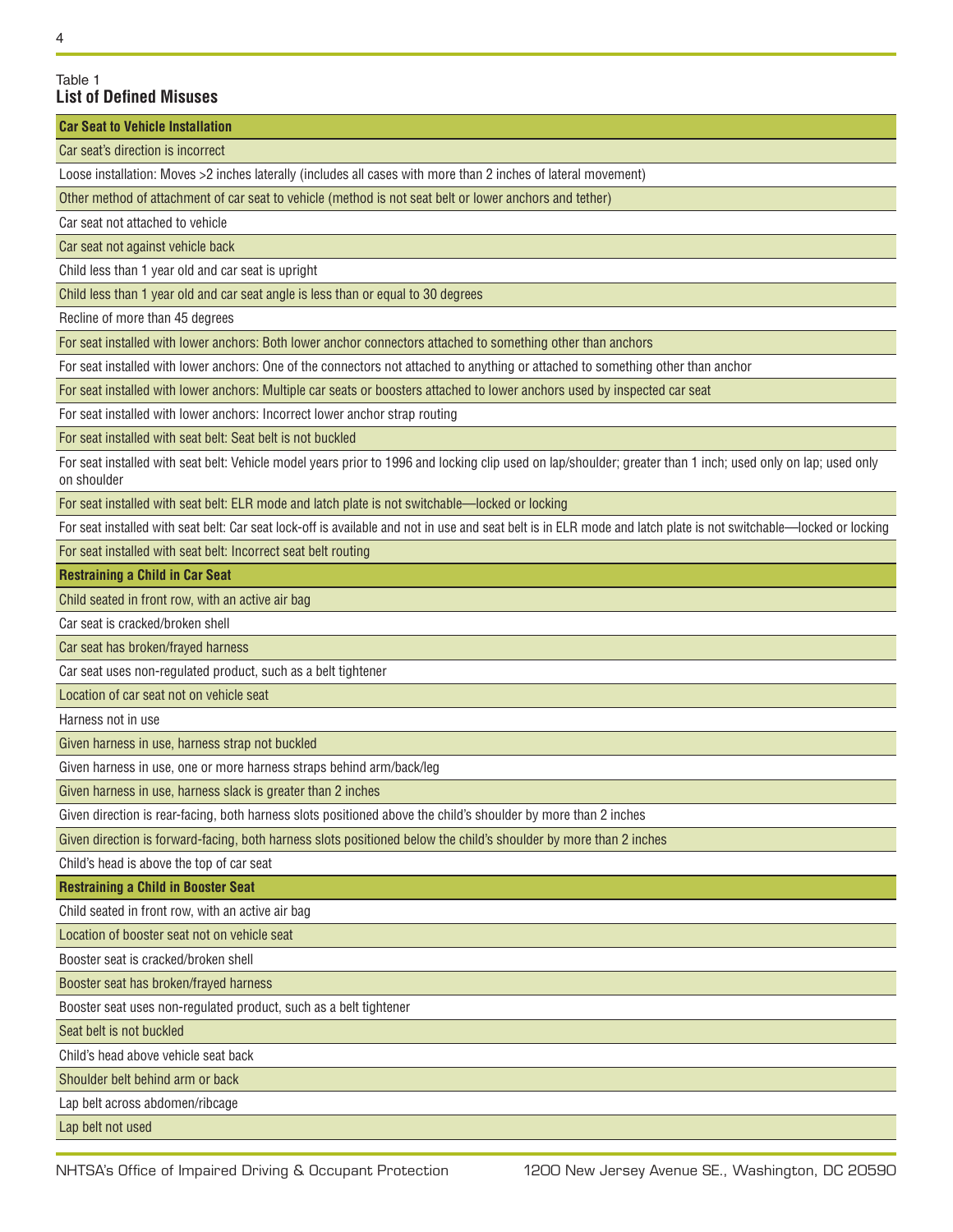Table 1
**List of Defined Misuses**

| **Car Seat to Vehicle Installation** |
|---|
| Car seat's direction is incorrect |
| Loose installation: Moves >2 inches laterally (includes all cases with more than 2 inches of lateral movement) |
| Other method of attachment of car seat to vehicle (method is not seat belt or lower anchors and tether) |
| Car seat not attached to vehicle |
| Car seat not against vehicle back |
| Child less than 1 year old and car seat is upright |
| Child less than 1 year old and car seat angle is less than or equal to 30 degrees |
| Recline of more than 45 degrees |
| For seat installed with lower anchors: Both lower anchor connectors attached to something other than anchors |
| For seat installed with lower anchors: One of the connectors not attached to anything or attached to something other than anchor |
| For seat installed with lower anchors: Multiple car seats or boosters attached to lower anchors used by inspected car seat |
| For seat installed with lower anchors: Incorrect lower anchor strap routing |
| For seat installed with seat belt: Seat belt is not buckled |
| For seat installed with seat belt: Vehicle model years prior to 1996 and locking clip used on lap/shoulder; greater than 1 inch; used only on lap; used only on shoulder |
| For seat installed with seat belt: ELR mode and latch plate is not switchable—locked or locking |
| For seat installed with seat belt: Car seat lock-off is available and not in use and seat belt is in ELR mode and latch plate is not switchable—locked or locking |
| For seat installed with seat belt: Incorrect seat belt routing |
| **Restraining a Child in Car Seat** |
| Child seated in front row, with an active air bag |
| Car seat is cracked/broken shell |
| Car seat has broken/frayed harness |
| Car seat uses non-regulated product, such as a belt tightener |
| Location of car seat not on vehicle seat |
| Harness not in use |
| Given harness in use, harness strap not buckled |
| Given harness in use, one or more harness straps behind arm/back/leg |
| Given harness in use, harness slack is greater than 2 inches |
| Given direction is rear-facing, both harness slots positioned above the child's shoulder by more than 2 inches |
| Given direction is forward-facing, both harness slots positioned below the child's shoulder by more than 2 inches |
| Child's head is above the top of car seat |
| **Restraining a Child in Booster Seat** |
| Child seated in front row, with an active air bag |
| Location of booster seat not on vehicle seat |
| Booster seat is cracked/broken shell |
| Booster seat has broken/frayed harness |
| Booster seat uses non-regulated product, such as a belt tightener |
| Seat belt is not buckled |
| Child's head above vehicle seat back |
| Shoulder belt behind arm or back |
| Lap belt across abdomen/ribcage |
| Lap belt not used |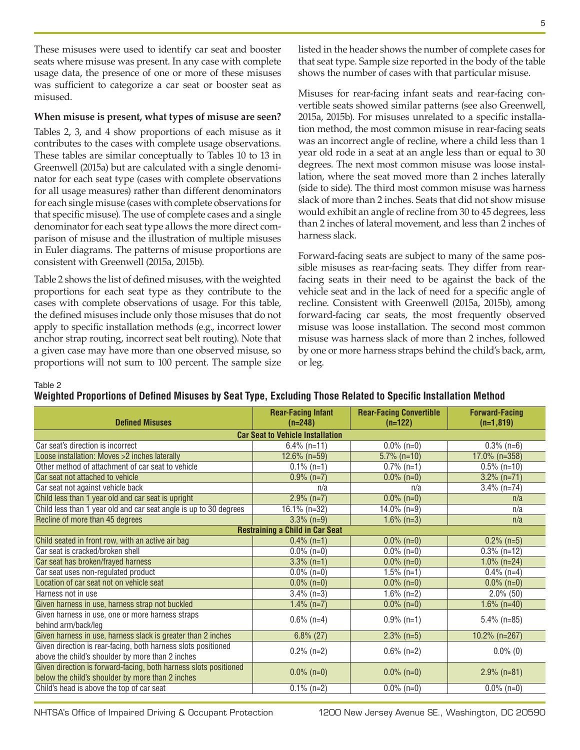These misuses were used to identify car seat and booster seats where misuse was present. In any case with complete usage data, the presence of one or more of these misuses was sufficient to categorize a car seat or booster seat as misused.

**When misuse is present, what types of misuse are seen?**

Tables 2, 3, and 4 show proportions of each misuse as it contributes to the cases with complete usage observations. These tables are similar conceptually to Tables 10 to 13 in Greenwell (2015a) but are calculated with a single denominator for each seat type (cases with complete observations for all usage measures) rather than different denominators for each single misuse (cases with complete observations for that specific misuse). The use of complete cases and a single denominator for each seat type allows the more direct comparison of misuse and the illustration of multiple misuses in Euler diagrams. The patterns of misuse proportions are consistent with Greenwell (2015a, 2015b).

Table 2 shows the list of defined misuses, with the weighted proportions for each seat type as they contribute to the cases with complete observations of usage. For this table, the defined misuses include only those misuses that do not apply to specific installation methods (e.g., incorrect lower anchor strap routing, incorrect seat belt routing). Note that a given case may have more than one observed misuse, so proportions will not sum to 100 percent. The sample size listed in the header shows the number of complete cases for that seat type. Sample size reported in the body of the table shows the number of cases with that particular misuse.

Misuses for rear-facing infant seats and rear-facing convertible seats showed similar patterns (see also Greenwell, 2015a, 2015b). For misuses unrelated to a specific installation method, the most common misuse in rear-facing seats was an incorrect angle of recline, where a child less than 1 year old rode in a seat at an angle less than or equal to 30 degrees. The next most common misuse was loose installation, where the seat moved more than 2 inches laterally (side to side). The third most common misuse was harness slack of more than 2 inches. Seats that did not show misuse would exhibit an angle of recline from 30 to 45 degrees, less than 2 inches of lateral movement, and less than 2 inches of harness slack.

Forward-facing seats are subject to many of the same possible misuses as rear-facing seats. They differ from rear-facing seats in their need to be against the back of the vehicle seat and in the lack of need for a specific angle of recline. Consistent with Greenwell (2015a, 2015b), among forward-facing car seats, the most frequently observed misuse was loose installation. The second most common misuse was harness slack of more than 2 inches, followed by one or more harness straps behind the child's back, arm, or leg.

Table 2
**Weighted Proportions of Defined Misuses by Seat Type, Excluding Those Related to Specific Installation Method**

| Defined Misuses | Rear-Facing Infant (n=248) | Rear-Facing Convertible (n=122) | Forward-Facing (n=1,819) |
|---|---|---|---|
| **Car Seat to Vehicle Installation** | | | |
| Car seat's direction is incorrect | 6.4% (n=11) | 0.0% (n=0) | 0.3% (n=6) |
| Loose installation: Moves >2 inches laterally | 12.6% (n=59) | 5.7% (n=10) | 17.0% (n=358) |
| Other method of attachment of car seat to vehicle | 0.1% (n=1) | 0.7% (n=1) | 0.5% (n=10) |
| Car seat not attached to vehicle | 0.9% (n=7) | 0.0% (n=0) | 3.2% (n=71) |
| Car seat not against vehicle back | n/a | n/a | 3.4% (n=74) |
| Child less than 1 year old and car seat is upright | 2.9% (n=7) | 0.0% (n=0) | n/a |
| Child less than 1 year old and car seat angle is up to 30 degrees | 16.1% (n=32) | 14.0% (n=9) | n/a |
| Recline of more than 45 degrees | 3.3% (n=9) | 1.6% (n=3) | n/a |
| **Restraining a Child in Car Seat** | | | |
| Child seated in front row, with an active air bag | 0.4% (n=1) | 0.0% (n=0) | 0.2% (n=5) |
| Car seat is cracked/broken shell | 0.0% (n=0) | 0.0% (n=0) | 0.3% (n=12) |
| Car seat has broken/frayed harness | 3.3% (n=1) | 0.0% (n=0) | 1.0% (n=24) |
| Car seat uses non-regulated product | 0.0% (n=0) | 1.5% (n=1) | 0.4% (n=4) |
| Location of car seat not on vehicle seat | 0.0% (n=0) | 0.0% (n=0) | 0.0% (n=0) |
| Harness not in use | 3.4% (n=3) | 1.6% (n=2) | 2.0% (50) |
| Given harness in use, harness strap not buckled | 1.4% (n=7) | 0.0% (n=0) | 1.6% (n=40) |
| Given harness in use, one or more harness straps behind arm/back/leg | 0.6% (n=4) | 0.9% (n=1) | 5.4% (n=85) |
| Given harness in use, harness slack is greater than 2 inches | 6.8% (27) | 2.3% (n=5) | 10.2% (n=267) |
| Given direction is rear-facing, both harness slots positioned above the child's shoulder by more than 2 inches | 0.2% (n=2) | 0.6% (n=2) | 0.0% (0) |
| Given direction is forward-facing, both harness slots positioned below the child's shoulder by more than 2 inches | 0.0% (n=0) | 0.0% (n=0) | 2.9% (n=81) |
| Child's head is above the top of car seat | 0.1% (n=2) | 0.0% (n=0) | 0.0% (n=0) |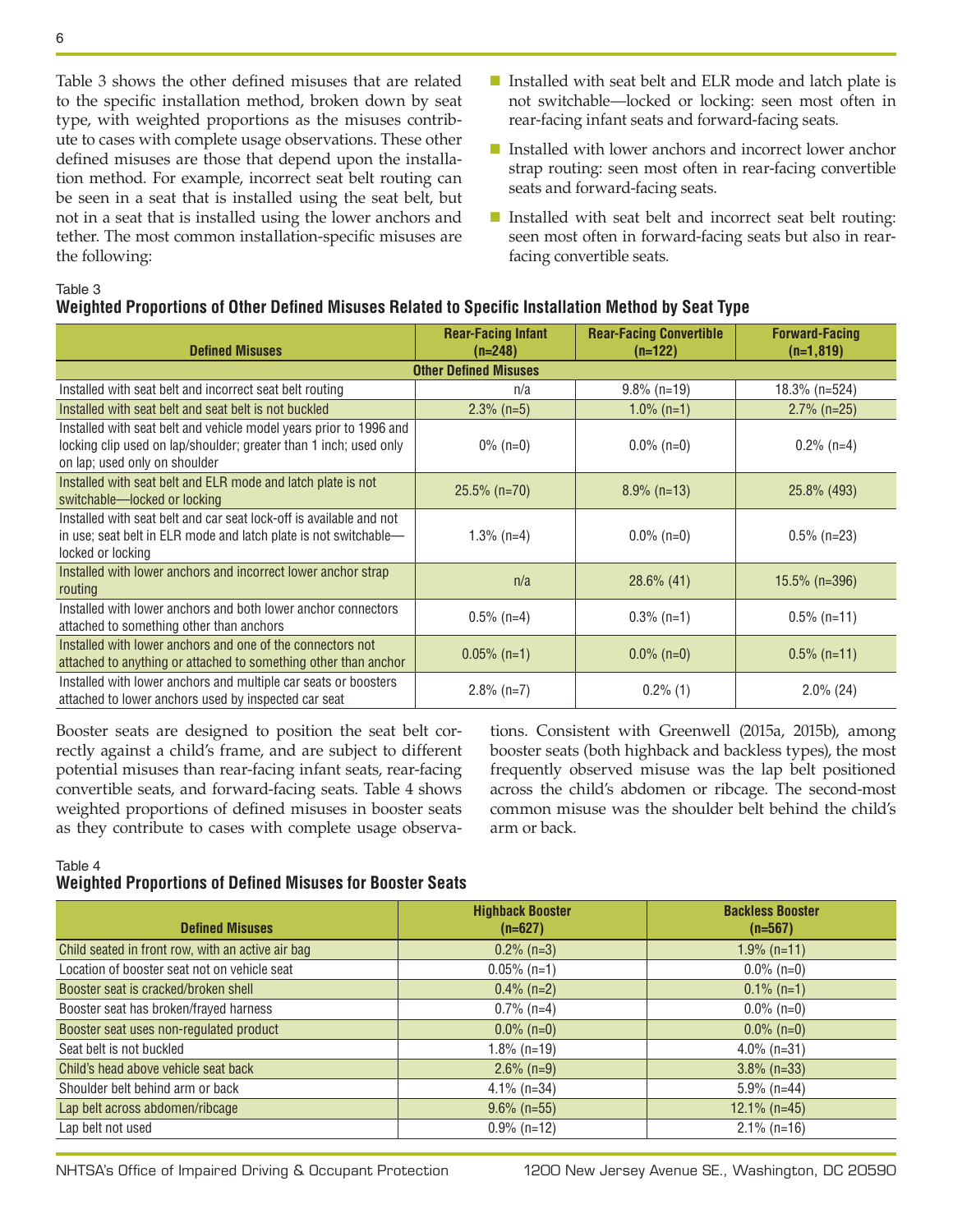Table 3 shows the other defined misuses that are related to the specific installation method, broken down by seat type, with weighted proportions as the misuses contribute to cases with complete usage observations. These other defined misuses are those that depend upon the installation method. For example, incorrect seat belt routing can be seen in a seat that is installed using the seat belt, but not in a seat that is installed using the lower anchors and tether. The most common installation-specific misuses are the following:

- Installed with seat belt and ELR mode and latch plate is not switchable—locked or locking: seen most often in rear-facing infant seats and forward-facing seats.
- Installed with lower anchors and incorrect lower anchor strap routing: seen most often in rear-facing convertible seats and forward-facing seats.
- Installed with seat belt and incorrect seat belt routing: seen most often in forward-facing seats but also in rear-facing convertible seats.

Table 3

**Weighted Proportions of Other Defined Misuses Related to Specific Installation Method by Seat Type**

| Defined Misuses | Rear-Facing Infant (n=248) | Rear-Facing Convertible (n=122) | Forward-Facing (n=1,819) |
|---|---|---|---|
| **Other Defined Misuses** | | | |
| Installed with seat belt and incorrect seat belt routing | n/a | 9.8% (n=19) | 18.3% (n=524) |
| Installed with seat belt and seat belt is not buckled | 2.3% (n=5) | 1.0% (n=1) | 2.7% (n=25) |
| Installed with seat belt and vehicle model years prior to 1996 and locking clip used on lap/shoulder; greater than 1 inch; used only on lap; used only on shoulder | 0% (n=0) | 0.0% (n=0) | 0.2% (n=4) |
| Installed with seat belt and ELR mode and latch plate is not switchable—locked or locking | 25.5% (n=70) | 8.9% (n=13) | 25.8% (493) |
| Installed with seat belt and car seat lock-off is available and not in use; seat belt in ELR mode and latch plate is not switchable—locked or locking | 1.3% (n=4) | 0.0% (n=0) | 0.5% (n=23) |
| Installed with lower anchors and incorrect lower anchor strap routing | n/a | 28.6% (41) | 15.5% (n=396) |
| Installed with lower anchors and both lower anchor connectors attached to something other than anchors | 0.5% (n=4) | 0.3% (n=1) | 0.5% (n=11) |
| Installed with lower anchors and one of the connectors not attached to anything or attached to something other than anchor | 0.05% (n=1) | 0.0% (n=0) | 0.5% (n=11) |
| Installed with lower anchors and multiple car seats or boosters attached to lower anchors used by inspected car seat | 2.8% (n=7) | 0.2% (1) | 2.0% (24) |

Booster seats are designed to position the seat belt correctly against a child's frame, and are subject to different potential misuses than rear-facing infant seats, rear-facing convertible seats, and forward-facing seats. Table 4 shows weighted proportions of defined misuses in booster seats as they contribute to cases with complete usage observations. Consistent with Greenwell (2015a, 2015b), among booster seats (both highback and backless types), the most frequently observed misuse was the lap belt positioned across the child's abdomen or ribcage. The second-most common misuse was the shoulder belt behind the child's arm or back.

Table 4

**Weighted Proportions of Defined Misuses for Booster Seats**

| Defined Misuses | Highback Booster (n=627) | Backless Booster (n=567) |
|---|---|---|
| Child seated in front row, with an active air bag | 0.2% (n=3) | 1.9% (n=11) |
| Location of booster seat not on vehicle seat | 0.05% (n=1) | 0.0% (n=0) |
| Booster seat is cracked/broken shell | 0.4% (n=2) | 0.1% (n=1) |
| Booster seat has broken/frayed harness | 0.7% (n=4) | 0.0% (n=0) |
| Booster seat uses non-regulated product | 0.0% (n=0) | 0.0% (n=0) |
| Seat belt is not buckled | 1.8% (n=19) | 4.0% (n=31) |
| Child's head above vehicle seat back | 2.6% (n=9) | 3.8% (n=33) |
| Shoulder belt behind arm or back | 4.1% (n=34) | 5.9% (n=44) |
| Lap belt across abdomen/ribcage | 9.6% (n=55) | 12.1% (n=45) |
| Lap belt not used | 0.9% (n=12) | 2.1% (n=16) |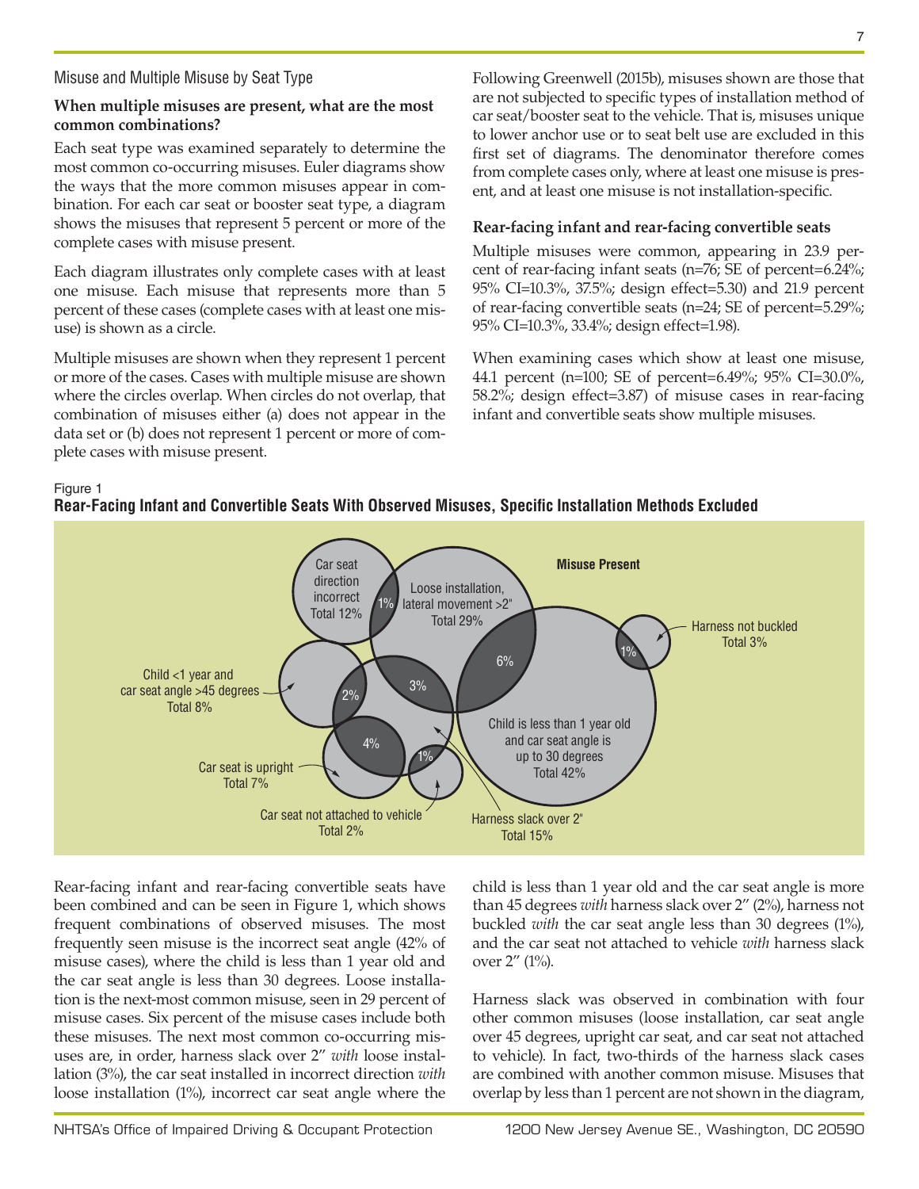## Misuse and Multiple Misuse by Seat Type

**When multiple misuses are present, what are the most common combinations?**

Each seat type was examined separately to determine the most common co-occurring misuses. Euler diagrams show the ways that the more common misuses appear in combination. For each car seat or booster seat type, a diagram shows the misuses that represent 5 percent or more of the complete cases with misuse present.

Each diagram illustrates only complete cases with at least one misuse. Each misuse that represents more than 5 percent of these cases (complete cases with at least one misuse) is shown as a circle.

Multiple misuses are shown when they represent 1 percent or more of the cases. Cases with multiple misuse are shown where the circles overlap. When circles do not overlap, that combination of misuses either (a) does not appear in the data set or (b) does not represent 1 percent or more of complete cases with misuse present.

Following Greenwell (2015b), misuses shown are those that are not subjected to specific types of installation method of car seat/booster seat to the vehicle. That is, misuses unique to lower anchor use or to seat belt use are excluded in this first set of diagrams. The denominator therefore comes from complete cases only, where at least one misuse is present, and at least one misuse is not installation-specific.

**Rear-facing infant and rear-facing convertible seats**

Multiple misuses were common, appearing in 23.9 percent of rear-facing infant seats (n=76; SE of percent=6.24%; 95% CI=10.3%, 37.5%; design effect=5.30) and 21.9 percent of rear-facing convertible seats (n=24; SE of percent=5.29%; 95% CI=10.3%, 33.4%; design effect=1.98).

When examining cases which show at least one misuse, 44.1 percent (n=100; SE of percent=6.49%; 95% CI=30.0%, 58.2%; design effect=3.87) of misuse cases in rear-facing infant and convertible seats show multiple misuses.

Figure 1
**Rear-Facing Infant and Convertible Seats With Observed Misuses, Specific Installation Methods Excluded**

Rear-facing infant and rear-facing convertible seats have been combined and can be seen in Figure 1, which shows frequent combinations of observed misuses. The most frequently seen misuse is the incorrect seat angle (42% of misuse cases), where the child is less than 1 year old and the car seat angle is less than 30 degrees. Loose installation is the next-most common misuse, seen in 29 percent of misuse cases. Six percent of the misuse cases include both these misuses. The next most common co-occurring misuses are, in order, harness slack over 2" *with* loose installation (3%), the car seat installed in incorrect direction *with* loose installation (1%), incorrect car seat angle where the child is less than 1 year old and the car seat angle is more than 45 degrees *with* harness slack over 2" (2%), harness not buckled *with* the car seat angle less than 30 degrees (1%), and the car seat not attached to vehicle *with* harness slack over 2" (1%).

Harness slack was observed in combination with four other common misuses (loose installation, car seat angle over 45 degrees, upright car seat, and car seat not attached to vehicle). In fact, two-thirds of the harness slack cases are combined with another common misuse. Misuses that overlap by less than 1 percent are not shown in the diagram,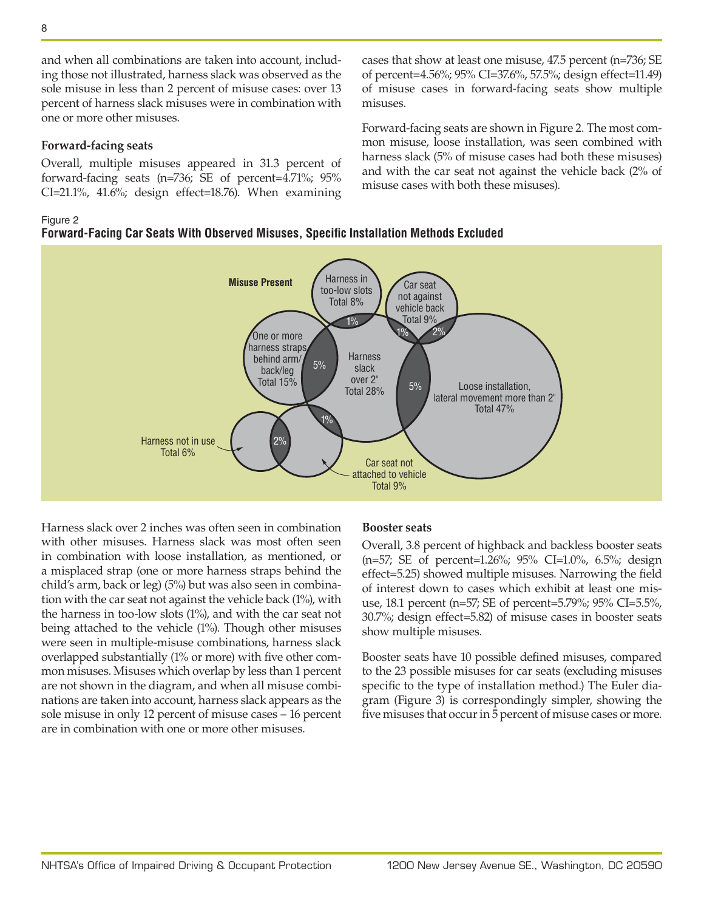and when all combinations are taken into account, including those not illustrated, harness slack was observed as the sole misuse in less than 2 percent of misuse cases: over 13 percent of harness slack misuses were in combination with one or more other misuses.

### Forward-facing seats

Overall, multiple misuses appeared in 31.3 percent of forward-facing seats (n=736; SE of percent=4.71%; 95% CI=21.1%, 41.6%; design effect=18.76). When examining cases that show at least one misuse, 47.5 percent (n=736; SE of percent=4.56%; 95% CI=37.6%, 57.5%; design effect=11.49) of misuse cases in forward-facing seats show multiple misuses.

Forward-facing seats are shown in Figure 2. The most common misuse, loose installation, was seen combined with harness slack (5% of misuse cases had both these misuses) and with the car seat not against the vehicle back (2% of misuse cases with both these misuses).

Figure 2
**Forward-Facing Car Seats With Observed Misuses, Specific Installation Methods Excluded**

Harness slack over 2 inches was often seen in combination with other misuses. Harness slack was most often seen in combination with loose installation, as mentioned, or a misplaced strap (one or more harness straps behind the child's arm, back or leg) (5%) but was also seen in combination with the car seat not against the vehicle back (1%), with the harness in too-low slots (1%), and with the car seat not being attached to the vehicle (1%). Though other misuses were seen in multiple-misuse combinations, harness slack overlapped substantially (1% or more) with five other common misuses. Misuses which overlap by less than 1 percent are not shown in the diagram, and when all misuse combinations are taken into account, harness slack appears as the sole misuse in only 12 percent of misuse cases – 16 percent are in combination with one or more other misuses.

### Booster seats

Overall, 3.8 percent of highback and backless booster seats (n=57; SE of percent=1.26%; 95% CI=1.0%, 6.5%; design effect=5.25) showed multiple misuses. Narrowing the field of interest down to cases which exhibit at least one misuse, 18.1 percent (n=57; SE of percent=5.79%; 95% CI=5.5%, 30.7%; design effect=5.82) of misuse cases in booster seats show multiple misuses.

Booster seats have 10 possible defined misuses, compared to the 23 possible misuses for car seats (excluding misuses specific to the type of installation method.) The Euler diagram (Figure 3) is correspondingly simpler, showing the five misuses that occur in 5 percent of misuse cases or more.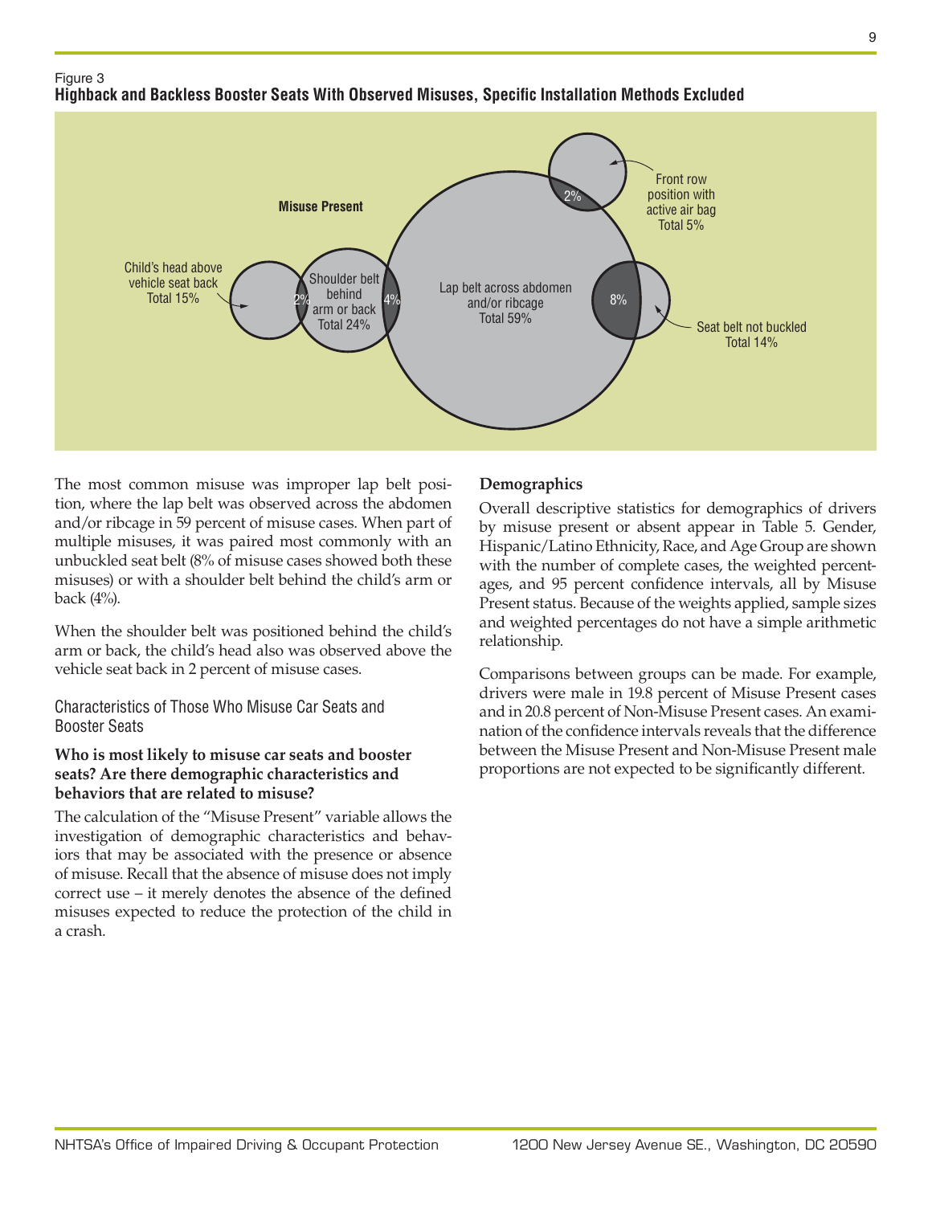Figure 3
**Highback and Backless Booster Seats With Observed Misuses, Specific Installation Methods Excluded**

Misuse Present

Child's head above vehicle seat back Total 15%

Shoulder belt behind arm or back Total 24%

Lap belt across abdomen and/or ribcage Total 59%

Front row position with active air bag Total 5%

Seat belt not buckled Total 14%

2% 4% 2% 8%

The most common misuse was improper lap belt position, where the lap belt was observed across the abdomen and/or ribcage in 59 percent of misuse cases. When part of multiple misuses, it was paired most commonly with an unbuckled seat belt (8% of misuse cases showed both these misuses) or with a shoulder belt behind the child's arm or back (4%).

When the shoulder belt was positioned behind the child's arm or back, the child's head also was observed above the vehicle seat back in 2 percent of misuse cases.

## Characteristics of Those Who Misuse Car Seats and Booster Seats

### Who is most likely to misuse car seats and booster seats? Are there demographic characteristics and behaviors that are related to misuse?

The calculation of the "Misuse Present" variable allows the investigation of demographic characteristics and behaviors that may be associated with the presence or absence of misuse. Recall that the absence of misuse does not imply correct use – it merely denotes the absence of the defined misuses expected to reduce the protection of the child in a crash.

### Demographics

Overall descriptive statistics for demographics of drivers by misuse present or absent appear in Table 5. Gender, Hispanic/Latino Ethnicity, Race, and Age Group are shown with the number of complete cases, the weighted percentages, and 95 percent confidence intervals, all by Misuse Present status. Because of the weights applied, sample sizes and weighted percentages do not have a simple arithmetic relationship.

Comparisons between groups can be made. For example, drivers were male in 19.8 percent of Misuse Present cases and in 20.8 percent of Non-Misuse Present cases. An examination of the confidence intervals reveals that the difference between the Misuse Present and Non-Misuse Present male proportions are not expected to be significantly different.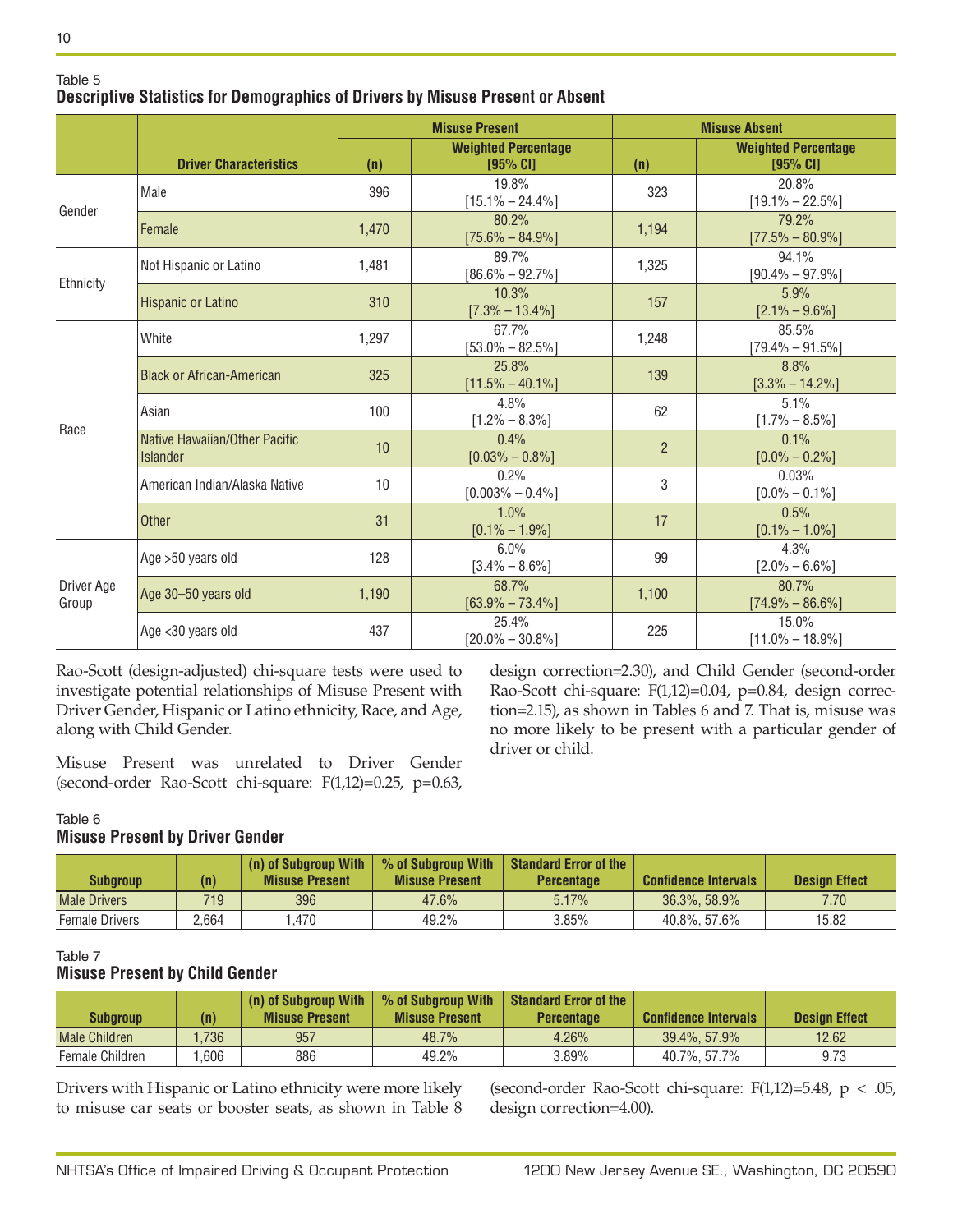Table 5
**Descriptive Statistics for Demographics of Drivers by Misuse Present or Absent**

| | Driver Characteristics | Misuse Present | | Misuse Absent | |
|---|---|---|---|---|---|
| | | (n) | Weighted Percentage [95% CI] | (n) | Weighted Percentage [95% CI] |
| Gender | Male | 396 | 19.8% [15.1% – 24.4%] | 323 | 20.8% [19.1% – 22.5%] |
| | Female | 1,470 | 80.2% [75.6% – 84.9%] | 1,194 | 79.2% [77.5% – 80.9%] |
| Ethnicity | Not Hispanic or Latino | 1,481 | 89.7% [86.6% – 92.7%] | 1,325 | 94.1% [90.4% – 97.9%] |
| | Hispanic or Latino | 310 | 10.3% [7.3% – 13.4%] | 157 | 5.9% [2.1% – 9.6%] |
| Race | White | 1,297 | 67.7% [53.0% – 82.5%] | 1,248 | 85.5% [79.4% – 91.5%] |
| | Black or African-American | 325 | 25.8% [11.5% – 40.1%] | 139 | 8.8% [3.3% – 14.2%] |
| | Asian | 100 | 4.8% [1.2% – 8.3%] | 62 | 5.1% [1.7% – 8.5%] |
| | Native Hawaiian/Other Pacific Islander | 10 | 0.4% [0.03% – 0.8%] | 2 | 0.1% [0.0% – 0.2%] |
| | American Indian/Alaska Native | 10 | 0.2% [0.003% – 0.4%] | 3 | 0.03% [0.0% – 0.1%] |
| | Other | 31 | 1.0% [0.1% – 1.9%] | 17 | 0.5% [0.1% – 1.0%] |
| Driver Age Group | Age >50 years old | 128 | 6.0% [3.4% – 8.6%] | 99 | 4.3% [2.0% – 6.6%] |
| | Age 30–50 years old | 1,190 | 68.7% [63.9% – 73.4%] | 1,100 | 80.7% [74.9% – 86.6%] |
| | Age <30 years old | 437 | 25.4% [20.0% – 30.8%] | 225 | 15.0% [11.0% – 18.9%] |

Rao-Scott (design-adjusted) chi-square tests were used to investigate potential relationships of Misuse Present with Driver Gender, Hispanic or Latino ethnicity, Race, and Age, along with Child Gender.

Misuse Present was unrelated to Driver Gender (second-order Rao-Scott chi-square: $F(1,12)=0.25$, $p=0.63$, design correction=2.30), and Child Gender (second-order Rao-Scott chi-square: $F(1,12)=0.04$, $p=0.84$, design correction=2.15), as shown in Tables 6 and 7. That is, misuse was no more likely to be present with a particular gender of driver or child.

Table 6
**Misuse Present by Driver Gender**

| Subgroup | (n) | (n) of Subgroup With Misuse Present | % of Subgroup With Misuse Present | Standard Error of the Percentage | Confidence Intervals | Design Effect |
|---|---|---|---|---|---|---|
| Male Drivers | 719 | 396 | 47.6% | 5.17% | 36.3%, 58.9% | 7.70 |
| Female Drivers | 2,664 | 1,470 | 49.2% | 3.85% | 40.8%, 57.6% | 15.82 |

Table 7
**Misuse Present by Child Gender**

| Subgroup | (n) | (n) of Subgroup With Misuse Present | % of Subgroup With Misuse Present | Standard Error of the Percentage | Confidence Intervals | Design Effect |
|---|---|---|---|---|---|---|
| Male Children | 1,736 | 957 | 48.7% | 4.26% | 39.4%, 57.9% | 12.62 |
| Female Children | 1,606 | 886 | 49.2% | 3.89% | 40.7%, 57.7% | 9.73 |

Drivers with Hispanic or Latino ethnicity were more likely to misuse car seats or booster seats, as shown in Table 8 (second-order Rao-Scott chi-square: $F(1,12)=5.48$, $p < .05$, design correction=4.00).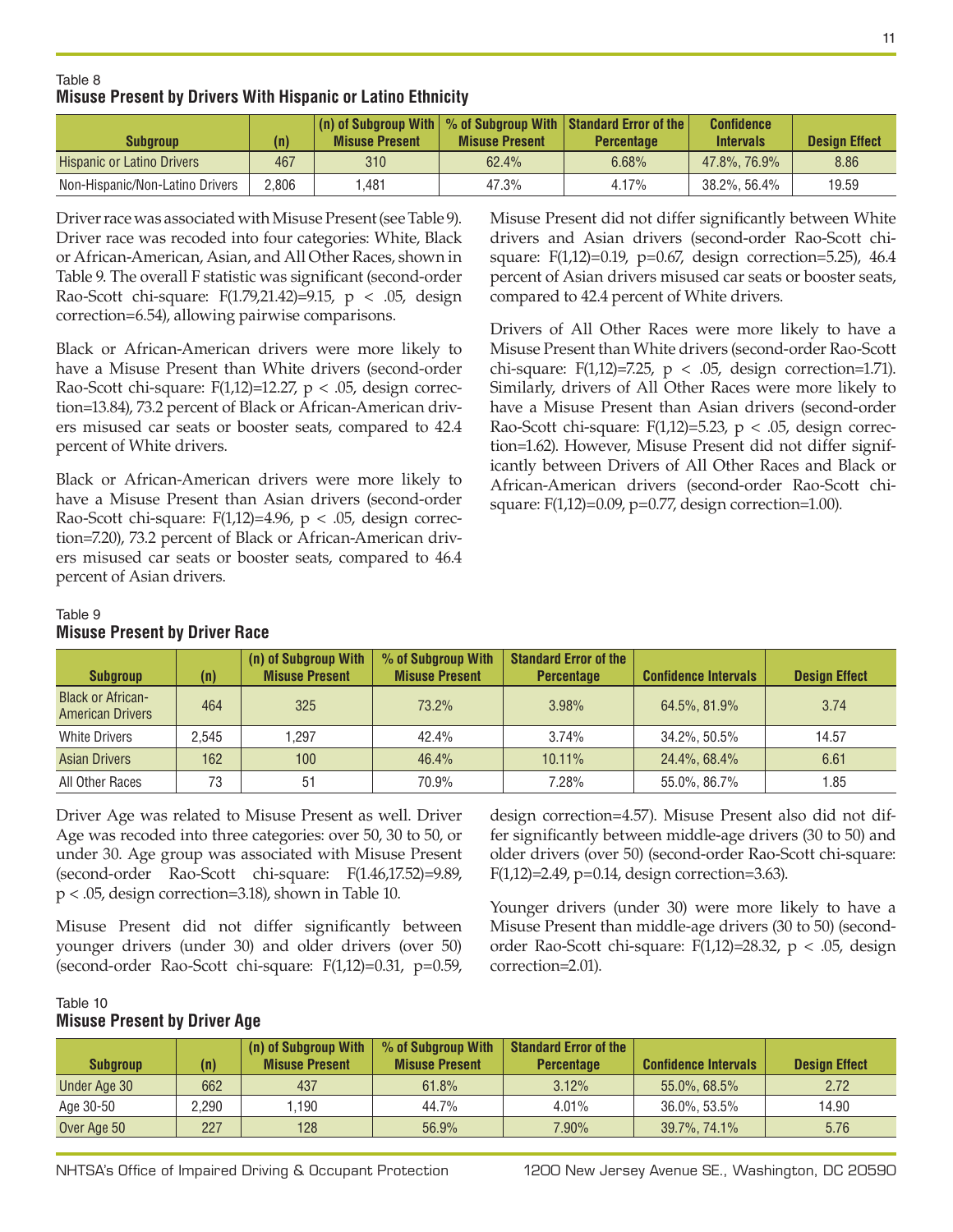Table 8

**Misuse Present by Drivers With Hispanic or Latino Ethnicity**

| Subgroup | (n) | (n) of Subgroup With Misuse Present | % of Subgroup With Misuse Present | Standard Error of the Percentage | Confidence Intervals | Design Effect |
|---|---|---|---|---|---|---|
| Hispanic or Latino Drivers | 467 | 310 | 62.4% | 6.68% | 47.8%, 76.9% | 8.86 |
| Non-Hispanic/Non-Latino Drivers | 2,806 | 1,481 | 47.3% | 4.17% | 38.2%, 56.4% | 19.59 |

Driver race was associated with Misuse Present (see Table 9). Driver race was recoded into four categories: White, Black or African-American, Asian, and All Other Races, shown in Table 9. The overall F statistic was significant (second-order Rao-Scott chi-square: $F(1.79,21.42)=9.15$, $p < .05$, design correction=6.54), allowing pairwise comparisons.

Black or African-American drivers were more likely to have a Misuse Present than White drivers (second-order Rao-Scott chi-square: $F(1,12)=12.27$, $p < .05$, design correction=13.84), 73.2 percent of Black or African-American drivers misused car seats or booster seats, compared to 42.4 percent of White drivers.

Black or African-American drivers were more likely to have a Misuse Present than Asian drivers (second-order Rao-Scott chi-square: $F(1,12)=4.96$, $p < .05$, design correction=7.20), 73.2 percent of Black or African-American drivers misused car seats or booster seats, compared to 46.4 percent of Asian drivers.

Misuse Present did not differ significantly between White drivers and Asian drivers (second-order Rao-Scott chi-square: $F(1,12)=0.19$, $p=0.67$, design correction=5.25), 46.4 percent of Asian drivers misused car seats or booster seats, compared to 42.4 percent of White drivers.

Drivers of All Other Races were more likely to have a Misuse Present than White drivers (second-order Rao-Scott chi-square: $F(1,12)=7.25$, $p < .05$, design correction=1.71). Similarly, drivers of All Other Races were more likely to have a Misuse Present than Asian drivers (second-order Rao-Scott chi-square: $F(1,12)=5.23$, $p < .05$, design correction=1.62). However, Misuse Present did not differ significantly between Drivers of All Other Races and Black or African-American drivers (second-order Rao-Scott chi-square: $F(1,12)=0.09$, $p=0.77$, design correction=1.00).

Table 9

**Misuse Present by Driver Race**

| Subgroup | (n) | (n) of Subgroup With Misuse Present | % of Subgroup With Misuse Present | Standard Error of the Percentage | Confidence Intervals | Design Effect |
|---|---|---|---|---|---|---|
| Black or African-American Drivers | 464 | 325 | 73.2% | 3.98% | 64.5%, 81.9% | 3.74 |
| White Drivers | 2,545 | 1,297 | 42.4% | 3.74% | 34.2%, 50.5% | 14.57 |
| Asian Drivers | 162 | 100 | 46.4% | 10.11% | 24.4%, 68.4% | 6.61 |
| All Other Races | 73 | 51 | 70.9% | 7.28% | 55.0%, 86.7% | 1.85 |

Driver Age was related to Misuse Present as well. Driver Age was recoded into three categories: over 50, 30 to 50, or under 30. Age group was associated with Misuse Present (second-order Rao-Scott chi-square: $F(1.46,17.52)=9.89$, $p < .05$, design correction=3.18), shown in Table 10.

Misuse Present did not differ significantly between younger drivers (under 30) and older drivers (over 50) (second-order Rao-Scott chi-square: $F(1,12)=0.31$, $p=0.59$, design correction=4.57). Misuse Present also did not differ significantly between middle-age drivers (30 to 50) and older drivers (over 50) (second-order Rao-Scott chi-square: $F(1,12)=2.49$, $p=0.14$, design correction=3.63).

Younger drivers (under 30) were more likely to have a Misuse Present than middle-age drivers (30 to 50) (second-order Rao-Scott chi-square: $F(1,12)=28.32$, $p < .05$, design correction=2.01).

Table 10

**Misuse Present by Driver Age**

| Subgroup | (n) | (n) of Subgroup With Misuse Present | % of Subgroup With Misuse Present | Standard Error of the Percentage | Confidence Intervals | Design Effect |
|---|---|---|---|---|---|---|
| Under Age 30 | 662 | 437 | 61.8% | 3.12% | 55.0%, 68.5% | 2.72 |
| Age 30-50 | 2,290 | 1,190 | 44.7% | 4.01% | 36.0%, 53.5% | 14.90 |
| Over Age 50 | 227 | 128 | 56.9% | 7.90% | 39.7%, 74.1% | 5.76 |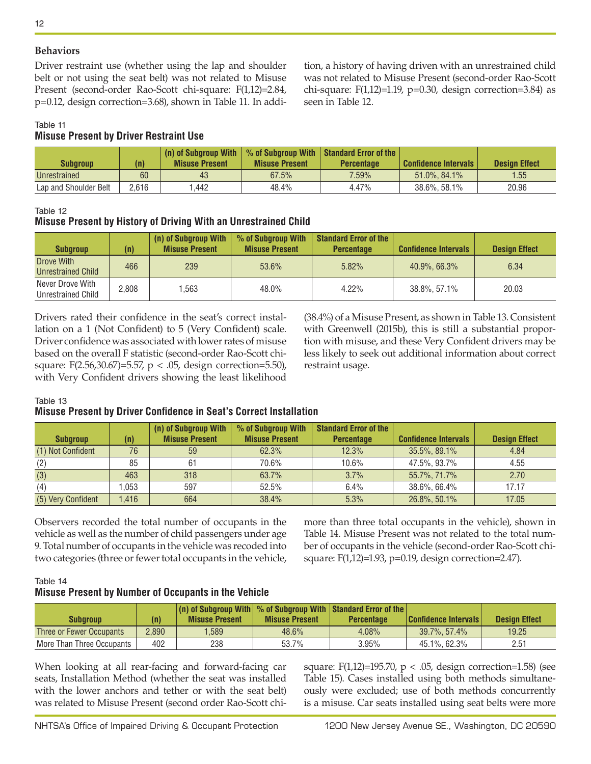### Behaviors

Driver restraint use (whether using the lap and shoulder belt or not using the seat belt) was not related to Misuse Present (second-order Rao-Scott chi-square: $F(1,12)=2.84$, $p=0.12$, design correction=3.68), shown in Table 11. In addition, a history of having driven with an unrestrained child was not related to Misuse Present (second-order Rao-Scott chi-square: $F(1,12)=1.19$, $p=0.30$, design correction=3.84) as seen in Table 12.

Table 11
**Misuse Present by Driver Restraint Use**

| Subgroup | (n) | (n) of Subgroup With Misuse Present | % of Subgroup With Misuse Present | Standard Error of the Percentage | Confidence Intervals | Design Effect |
|---|---|---|---|---|---|---|
| Unrestrained | 60 | 43 | 67.5% | 7.59% | 51.0%, 84.1% | 1.55 |
| Lap and Shoulder Belt | 2,616 | 1,442 | 48.4% | 4.47% | 38.6%, 58.1% | 20.96 |

Table 12
**Misuse Present by History of Driving With an Unrestrained Child**

| Subgroup | (n) | (n) of Subgroup With Misuse Present | % of Subgroup With Misuse Present | Standard Error of the Percentage | Confidence Intervals | Design Effect |
|---|---|---|---|---|---|---|
| Drove With Unrestrained Child | 466 | 239 | 53.6% | 5.82% | 40.9%, 66.3% | 6.34 |
| Never Drove With Unrestrained Child | 2,808 | 1,563 | 48.0% | 4.22% | 38.8%, 57.1% | 20.03 |

Drivers rated their confidence in the seat's correct installation on a 1 (Not Confident) to 5 (Very Confident) scale. Driver confidence was associated with lower rates of misuse based on the overall F statistic (second-order Rao-Scott chi-square: $F(2.56,30.67)=5.57$, $p < .05$, design correction=5.50), with Very Confident drivers showing the least likelihood (38.4%) of a Misuse Present, as shown in Table 13. Consistent with Greenwell (2015b), this is still a substantial proportion with misuse, and these Very Confident drivers may be less likely to seek out additional information about correct restraint usage.

Table 13
**Misuse Present by Driver Confidence in Seat's Correct Installation**

| Subgroup | (n) | (n) of Subgroup With Misuse Present | % of Subgroup With Misuse Present | Standard Error of the Percentage | Confidence Intervals | Design Effect |
|---|---|---|---|---|---|---|
| (1) Not Confident | 76 | 59 | 62.3% | 12.3% | 35.5%, 89.1% | 4.84 |
| (2) | 85 | 61 | 70.6% | 10.6% | 47.5%, 93.7% | 4.55 |
| (3) | 463 | 318 | 63.7% | 3.7% | 55.7%, 71.7% | 2.70 |
| (4) | 1,053 | 597 | 52.5% | 6.4% | 38.6%, 66.4% | 17.17 |
| (5) Very Confident | 1,416 | 664 | 38.4% | 5.3% | 26.8%, 50.1% | 17.05 |

Observers recorded the total number of occupants in the vehicle as well as the number of child passengers under age 9. Total number of occupants in the vehicle was recoded into two categories (three or fewer total occupants in the vehicle, more than three total occupants in the vehicle), shown in Table 14. Misuse Present was not related to the total number of occupants in the vehicle (second-order Rao-Scott chi-square: $F(1,12)=1.93$, $p=0.19$, design correction=2.47).

Table 14
**Misuse Present by Number of Occupants in the Vehicle**

| Subgroup | (n) | (n) of Subgroup With Misuse Present | % of Subgroup With Misuse Present | Standard Error of the Percentage | Confidence Intervals | Design Effect |
|---|---|---|---|---|---|---|
| Three or Fewer Occupants | 2,890 | 1,589 | 48.6% | 4.08% | 39.7%, 57.4% | 19.25 |
| More Than Three Occupants | 402 | 238 | 53.7% | 3.95% | 45.1%, 62.3% | 2.51 |

When looking at all rear-facing and forward-facing car seats, Installation Method (whether the seat was installed with the lower anchors and tether or with the seat belt) was related to Misuse Present (second order Rao-Scott chi-square: $F(1,12)=195.70$, $p < .05$, design correction=1.58) (see Table 15). Cases installed using both methods simultaneously were excluded; use of both methods concurrently is a misuse. Car seats installed using seat belts were more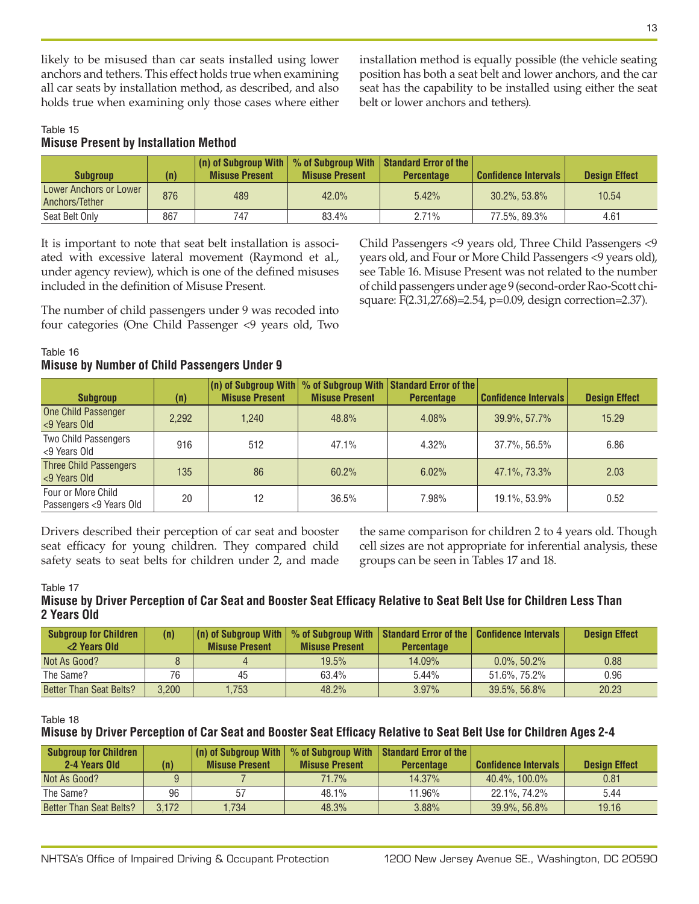likely to be misused than car seats installed using lower anchors and tethers. This effect holds true when examining all car seats by installation method, as described, and also holds true when examining only those cases where either installation method is equally possible (the vehicle seating position has both a seat belt and lower anchors, and the car seat has the capability to be installed using either the seat belt or lower anchors and tethers).

Table 15
**Misuse Present by Installation Method**

| Subgroup | (n) | (n) of Subgroup With Misuse Present | % of Subgroup With Misuse Present | Standard Error of the Percentage | Confidence Intervals | Design Effect |
|---|---|---|---|---|---|---|
| Lower Anchors or Lower Anchors/Tether | 876 | 489 | 42.0% | 5.42% | 30.2%, 53.8% | 10.54 |
| Seat Belt Only | 867 | 747 | 83.4% | 2.71% | 77.5%, 89.3% | 4.61 |

It is important to note that seat belt installation is associated with excessive lateral movement (Raymond et al., under agency review), which is one of the defined misuses included in the definition of Misuse Present.

The number of child passengers under 9 was recoded into four categories (One Child Passenger <9 years old, Two Child Passengers <9 years old, Three Child Passengers <9 years old, and Four or More Child Passengers <9 years old), see Table 16. Misuse Present was not related to the number of child passengers under age 9 (second-order Rao-Scott chi-square: $F(2.31, 27.68)=2.54$, $p=0.09$, design correction=2.37).

Table 16
**Misuse by Number of Child Passengers Under 9**

| Subgroup | (n) | (n) of Subgroup With Misuse Present | % of Subgroup With Misuse Present | Standard Error of the Percentage | Confidence Intervals | Design Effect |
|---|---|---|---|---|---|---|
| One Child Passenger <9 Years Old | 2,292 | 1,240 | 48.8% | 4.08% | 39.9%, 57.7% | 15.29 |
| Two Child Passengers <9 Years Old | 916 | 512 | 47.1% | 4.32% | 37.7%, 56.5% | 6.86 |
| Three Child Passengers <9 Years Old | 135 | 86 | 60.2% | 6.02% | 47.1%, 73.3% | 2.03 |
| Four or More Child Passengers <9 Years Old | 20 | 12 | 36.5% | 7.98% | 19.1%, 53.9% | 0.52 |

Drivers described their perception of car seat and booster seat efficacy for young children. They compared child safety seats to seat belts for children under 2, and made the same comparison for children 2 to 4 years old. Though cell sizes are not appropriate for inferential analysis, these groups can be seen in Tables 17 and 18.

Table 17
**Misuse by Driver Perception of Car Seat and Booster Seat Efficacy Relative to Seat Belt Use for Children Less Than 2 Years Old**

| Subgroup for Children <2 Years Old | (n) | (n) of Subgroup With Misuse Present | % of Subgroup With Misuse Present | Standard Error of the Percentage | Confidence Intervals | Design Effect |
|---|---|---|---|---|---|---|
| Not As Good? | 8 | 4 | 19.5% | 14.09% | 0.0%, 50.2% | 0.88 |
| The Same? | 76 | 45 | 63.4% | 5.44% | 51.6%, 75.2% | 0.96 |
| Better Than Seat Belts? | 3,200 | 1,753 | 48.2% | 3.97% | 39.5%, 56.8% | 20.23 |

Table 18
**Misuse by Driver Perception of Car Seat and Booster Seat Efficacy Relative to Seat Belt Use for Children Ages 2-4**

| Subgroup for Children 2-4 Years Old | (n) | (n) of Subgroup With Misuse Present | % of Subgroup With Misuse Present | Standard Error of the Percentage | Confidence Intervals | Design Effect |
|---|---|---|---|---|---|---|
| Not As Good? | 9 | 7 | 71.7% | 14.37% | 40.4%, 100.0% | 0.81 |
| The Same? | 96 | 57 | 48.1% | 11.96% | 22.1%, 74.2% | 5.44 |
| Better Than Seat Belts? | 3,172 | 1,734 | 48.3% | 3.88% | 39.9%, 56.8% | 19.16 |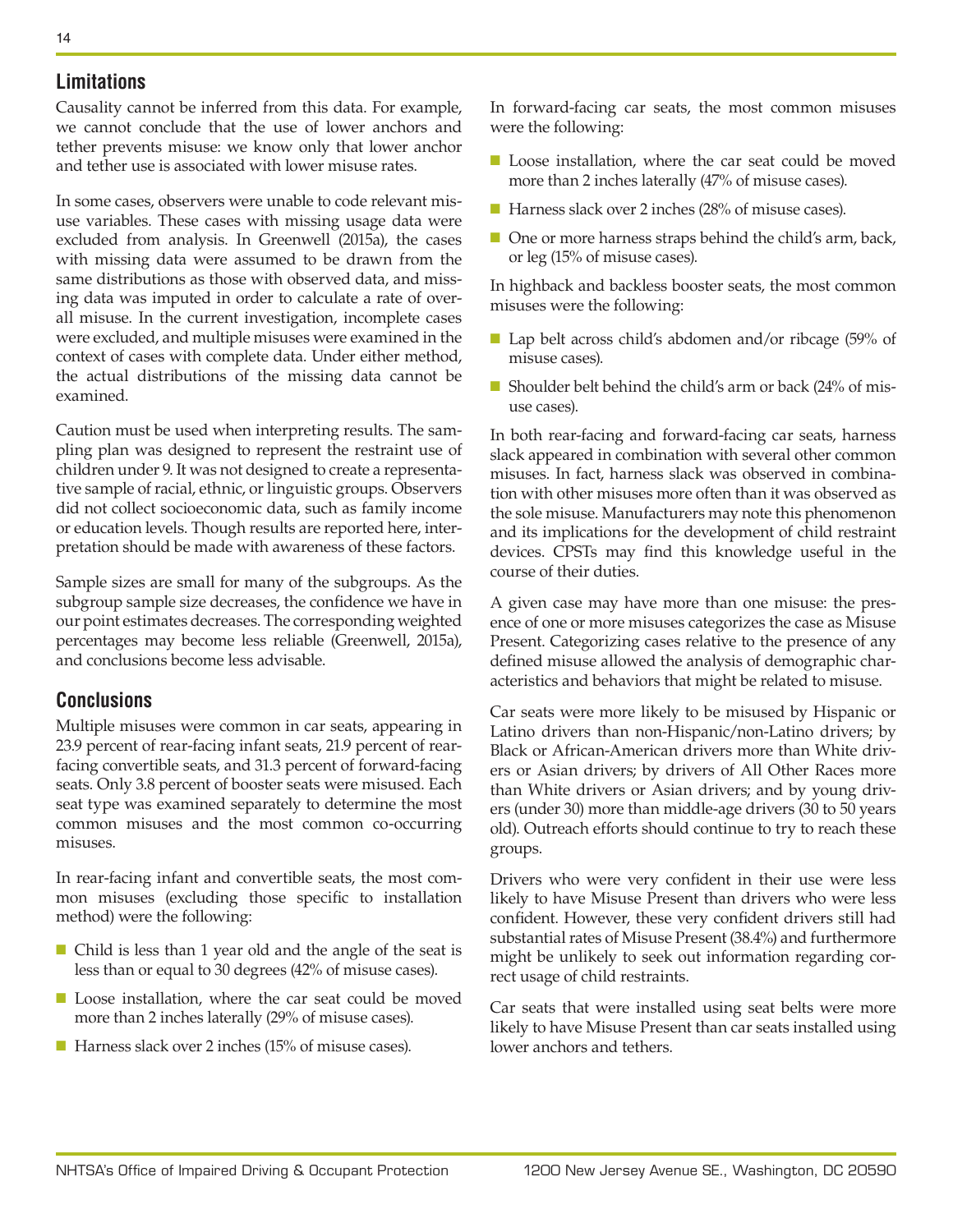## Limitations

Causality cannot be inferred from this data. For example, we cannot conclude that the use of lower anchors and tether prevents misuse: we know only that lower anchor and tether use is associated with lower misuse rates.

In some cases, observers were unable to code relevant misuse variables. These cases with missing usage data were excluded from analysis. In Greenwell (2015a), the cases with missing data were assumed to be drawn from the same distributions as those with observed data, and missing data was imputed in order to calculate a rate of overall misuse. In the current investigation, incomplete cases were excluded, and multiple misuses were examined in the context of cases with complete data. Under either method, the actual distributions of the missing data cannot be examined.

Caution must be used when interpreting results. The sampling plan was designed to represent the restraint use of children under 9. It was not designed to create a representative sample of racial, ethnic, or linguistic groups. Observers did not collect socioeconomic data, such as family income or education levels. Though results are reported here, interpretation should be made with awareness of these factors.

Sample sizes are small for many of the subgroups. As the subgroup sample size decreases, the confidence we have in our point estimates decreases. The corresponding weighted percentages may become less reliable (Greenwell, 2015a), and conclusions become less advisable.

## Conclusions

Multiple misuses were common in car seats, appearing in 23.9 percent of rear-facing infant seats, 21.9 percent of rear-facing convertible seats, and 31.3 percent of forward-facing seats. Only 3.8 percent of booster seats were misused. Each seat type was examined separately to determine the most common misuses and the most common co-occurring misuses.

In rear-facing infant and convertible seats, the most common misuses (excluding those specific to installation method) were the following:

- Child is less than 1 year old and the angle of the seat is less than or equal to 30 degrees (42% of misuse cases).
- Loose installation, where the car seat could be moved more than 2 inches laterally (29% of misuse cases).
- Harness slack over 2 inches (15% of misuse cases).

In forward-facing car seats, the most common misuses were the following:

- Loose installation, where the car seat could be moved more than 2 inches laterally (47% of misuse cases).
- Harness slack over 2 inches (28% of misuse cases).
- One or more harness straps behind the child's arm, back, or leg (15% of misuse cases).

In highback and backless booster seats, the most common misuses were the following:

- Lap belt across child's abdomen and/or ribcage (59% of misuse cases).
- Shoulder belt behind the child's arm or back (24% of misuse cases).

In both rear-facing and forward-facing car seats, harness slack appeared in combination with several other common misuses. In fact, harness slack was observed in combination with other misuses more often than it was observed as the sole misuse. Manufacturers may note this phenomenon and its implications for the development of child restraint devices. CPSTs may find this knowledge useful in the course of their duties.

A given case may have more than one misuse: the presence of one or more misuses categorizes the case as Misuse Present. Categorizing cases relative to the presence of any defined misuse allowed the analysis of demographic characteristics and behaviors that might be related to misuse.

Car seats were more likely to be misused by Hispanic or Latino drivers than non-Hispanic/non-Latino drivers; by Black or African-American drivers more than White drivers or Asian drivers; by drivers of All Other Races more than White drivers or Asian drivers; and by young drivers (under 30) more than middle-age drivers (30 to 50 years old). Outreach efforts should continue to try to reach these groups.

Drivers who were very confident in their use were less likely to have Misuse Present than drivers who were less confident. However, these very confident drivers still had substantial rates of Misuse Present (38.4%) and furthermore might be unlikely to seek out information regarding correct usage of child restraints.

Car seats that were installed using seat belts were more likely to have Misuse Present than car seats installed using lower anchors and tethers.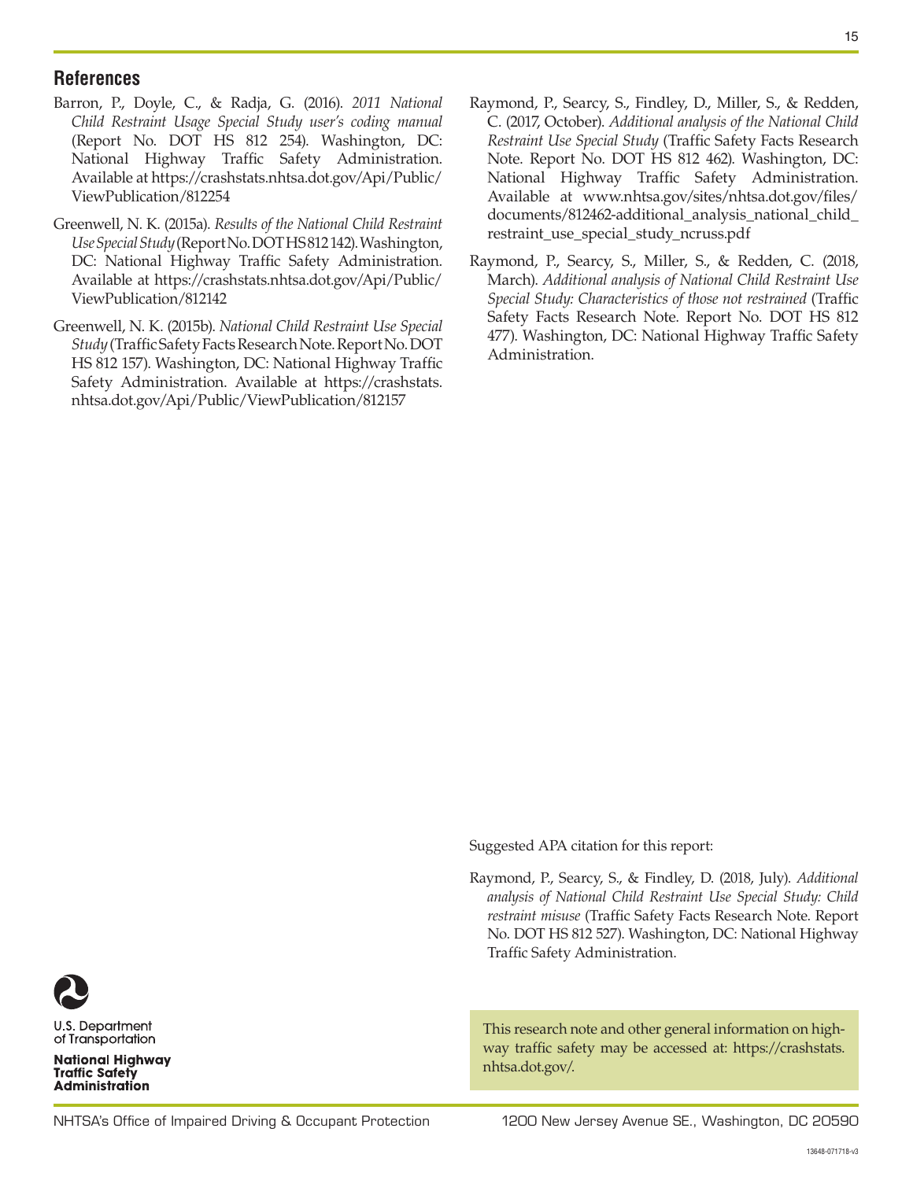## References

Barron, P., Doyle, C., & Radja, G. (2016). *2011 National Child Restraint Usage Special Study user's coding manual* (Report No. DOT HS 812 254). Washington, DC: National Highway Traffic Safety Administration. Available at https://crashstats.nhtsa.dot.gov/Api/Public/ViewPublication/812254

Greenwell, N. K. (2015a). *Results of the National Child Restraint Use Special Study* (Report No. DOT HS 812 142). Washington, DC: National Highway Traffic Safety Administration. Available at https://crashstats.nhtsa.dot.gov/Api/Public/ViewPublication/812142

Greenwell, N. K. (2015b). *National Child Restraint Use Special Study* (Traffic Safety Facts Research Note. Report No. DOT HS 812 157). Washington, DC: National Highway Traffic Safety Administration. Available at https://crashstats.nhtsa.dot.gov/Api/Public/ViewPublication/812157

Raymond, P., Searcy, S., Findley, D., Miller, S., & Redden, C. (2017, October). *Additional analysis of the National Child Restraint Use Special Study* (Traffic Safety Facts Research Note. Report No. DOT HS 812 462). Washington, DC: National Highway Traffic Safety Administration. Available at www.nhtsa.gov/sites/nhtsa.dot.gov/files/documents/812462-additional_analysis_national_child_restraint_use_special_study_ncruss.pdf

Raymond, P., Searcy, S., Miller, S., & Redden, C. (2018, March). *Additional analysis of National Child Restraint Use Special Study: Characteristics of those not restrained* (Traffic Safety Facts Research Note. Report No. DOT HS 812 477). Washington, DC: National Highway Traffic Safety Administration.

Suggested APA citation for this report:

Raymond, P., Searcy, S., & Findley, D. (2018, July). *Additional analysis of National Child Restraint Use Special Study: Child restraint misuse* (Traffic Safety Facts Research Note. Report No. DOT HS 812 527). Washington, DC: National Highway Traffic Safety Administration.

U.S. Department of Transportation

**National Highway Traffic Safety Administration**

This research note and other general information on highway traffic safety may be accessed at: https://crashstats.nhtsa.dot.gov/.

NHTSA's Office of Impaired Driving & Occupant Protection

1200 New Jersey Avenue SE., Washington, DC 20590

13648-071718-v3